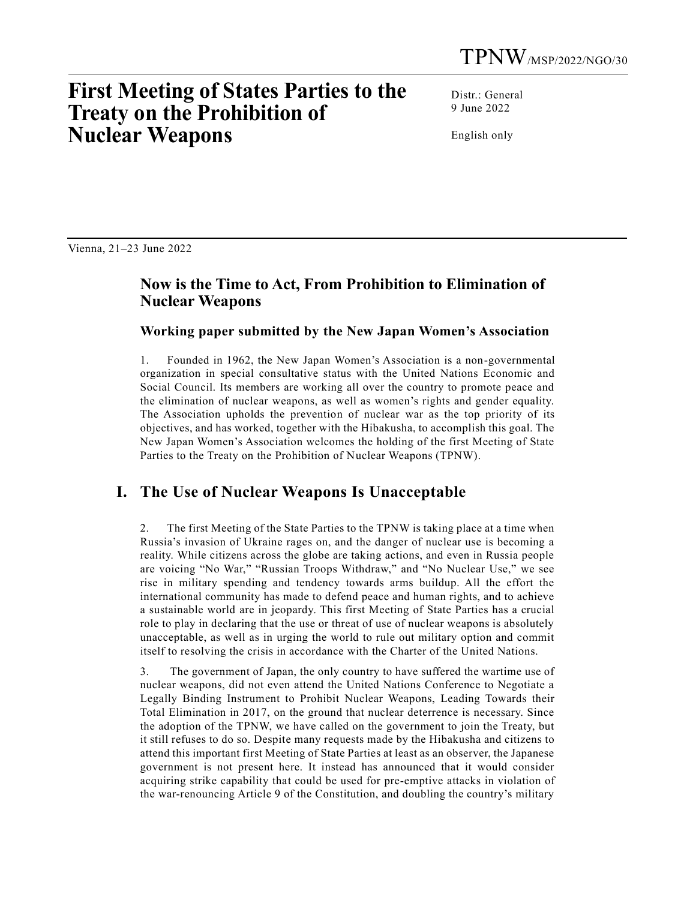TPNW/MSP/2022/NGO/30

# First Meeting of States Parties to the Treaty on the Prohibition of Nuclear Weapons

Distr.: General
9 June 2022

English only

Vienna, 21–23 June 2022

## Now is the Time to Act, From Prohibition to Elimination of Nuclear Weapons

### Working paper submitted by the New Japan Women's Association

1. Founded in 1962, the New Japan Women's Association is a non-governmental organization in special consultative status with the United Nations Economic and Social Council. Its members are working all over the country to promote peace and the elimination of nuclear weapons, as well as women's rights and gender equality. The Association upholds the prevention of nuclear war as the top priority of its objectives, and has worked, together with the Hibakusha, to accomplish this goal. The New Japan Women's Association welcomes the holding of the first Meeting of State Parties to the Treaty on the Prohibition of Nuclear Weapons (TPNW).

## I. The Use of Nuclear Weapons Is Unacceptable

2. The first Meeting of the State Parties to the TPNW is taking place at a time when Russia's invasion of Ukraine rages on, and the danger of nuclear use is becoming a reality. While citizens across the globe are taking actions, and even in Russia people are voicing "No War," "Russian Troops Withdraw," and "No Nuclear Use," we see rise in military spending and tendency towards arms buildup. All the effort the international community has made to defend peace and human rights, and to achieve a sustainable world are in jeopardy. This first Meeting of State Parties has a crucial role to play in declaring that the use or threat of use of nuclear weapons is absolutely unacceptable, as well as in urging the world to rule out military option and commit itself to resolving the crisis in accordance with the Charter of the United Nations.

3. The government of Japan, the only country to have suffered the wartime use of nuclear weapons, did not even attend the United Nations Conference to Negotiate a Legally Binding Instrument to Prohibit Nuclear Weapons, Leading Towards their Total Elimination in 2017, on the ground that nuclear deterrence is necessary. Since the adoption of the TPNW, we have called on the government to join the Treaty, but it still refuses to do so. Despite many requests made by the Hibakusha and citizens to attend this important first Meeting of State Parties at least as an observer, the Japanese government is not present here. It instead has announced that it would consider acquiring strike capability that could be used for pre-emptive attacks in violation of the war-renouncing Article 9 of the Constitution, and doubling the country's military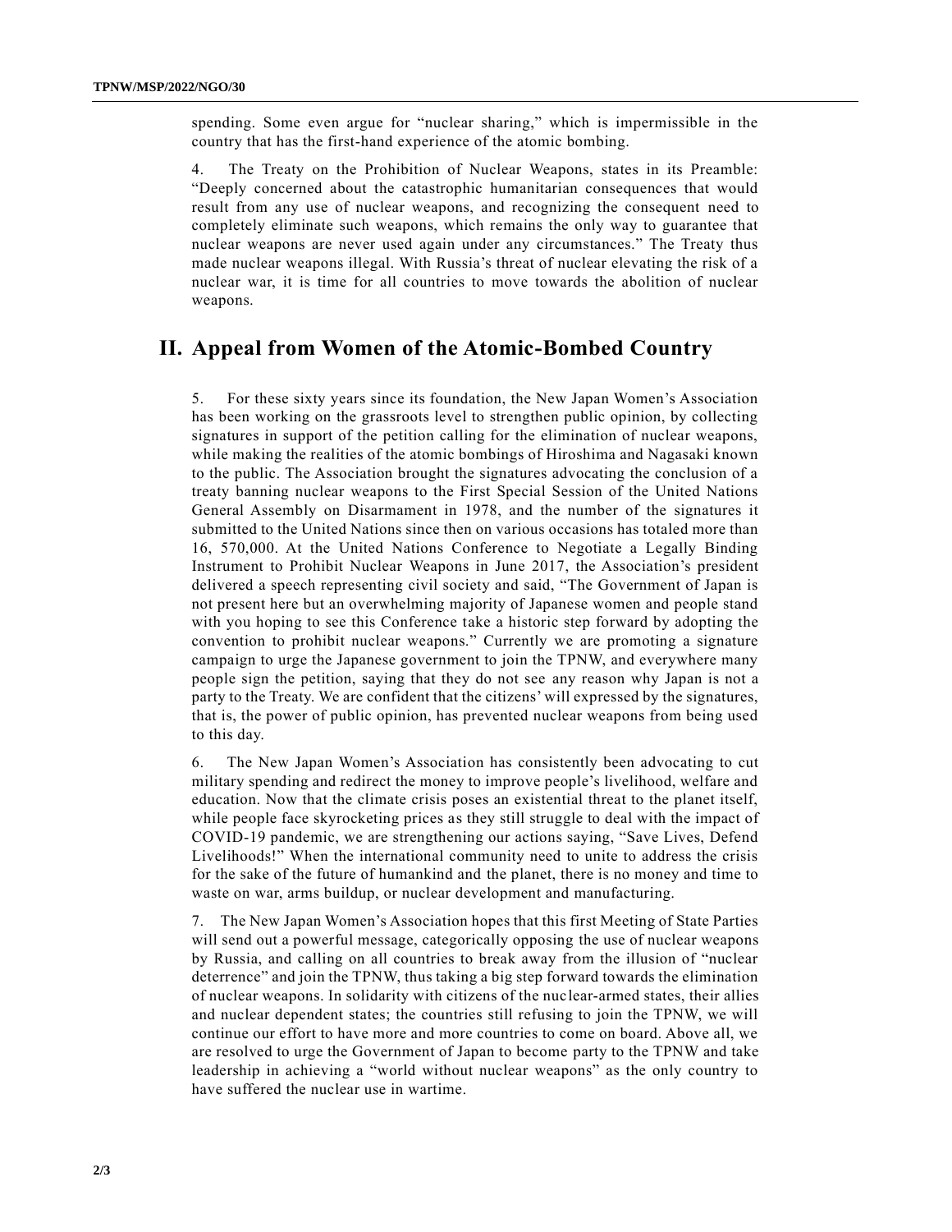spending. Some even argue for "nuclear sharing," which is impermissible in the country that has the first-hand experience of the atomic bombing.

4. The Treaty on the Prohibition of Nuclear Weapons, states in its Preamble: "Deeply concerned about the catastrophic humanitarian consequences that would result from any use of nuclear weapons, and recognizing the consequent need to completely eliminate such weapons, which remains the only way to guarantee that nuclear weapons are never used again under any circumstances." The Treaty thus made nuclear weapons illegal. With Russia's threat of nuclear elevating the risk of a nuclear war, it is time for all countries to move towards the abolition of nuclear weapons.

## II. Appeal from Women of the Atomic-Bombed Country

5. For these sixty years since its foundation, the New Japan Women's Association has been working on the grassroots level to strengthen public opinion, by collecting signatures in support of the petition calling for the elimination of nuclear weapons, while making the realities of the atomic bombings of Hiroshima and Nagasaki known to the public. The Association brought the signatures advocating the conclusion of a treaty banning nuclear weapons to the First Special Session of the United Nations General Assembly on Disarmament in 1978, and the number of the signatures it submitted to the United Nations since then on various occasions has totaled more than 16, 570,000. At the United Nations Conference to Negotiate a Legally Binding Instrument to Prohibit Nuclear Weapons in June 2017, the Association's president delivered a speech representing civil society and said, "The Government of Japan is not present here but an overwhelming majority of Japanese women and people stand with you hoping to see this Conference take a historic step forward by adopting the convention to prohibit nuclear weapons." Currently we are promoting a signature campaign to urge the Japanese government to join the TPNW, and everywhere many people sign the petition, saying that they do not see any reason why Japan is not a party to the Treaty. We are confident that the citizens' will expressed by the signatures, that is, the power of public opinion, has prevented nuclear weapons from being used to this day.

6. The New Japan Women's Association has consistently been advocating to cut military spending and redirect the money to improve people's livelihood, welfare and education. Now that the climate crisis poses an existential threat to the planet itself, while people face skyrocketing prices as they still struggle to deal with the impact of COVID-19 pandemic, we are strengthening our actions saying, "Save Lives, Defend Livelihoods!" When the international community need to unite to address the crisis for the sake of the future of humankind and the planet, there is no money and time to waste on war, arms buildup, or nuclear development and manufacturing.

7. The New Japan Women's Association hopes that this first Meeting of State Parties will send out a powerful message, categorically opposing the use of nuclear weapons by Russia, and calling on all countries to break away from the illusion of "nuclear deterrence" and join the TPNW, thus taking a big step forward towards the elimination of nuclear weapons. In solidarity with citizens of the nuclear-armed states, their allies and nuclear dependent states; the countries still refusing to join the TPNW, we will continue our effort to have more and more countries to come on board. Above all, we are resolved to urge the Government of Japan to become party to the TPNW and take leadership in achieving a "world without nuclear weapons" as the only country to have suffered the nuclear use in wartime.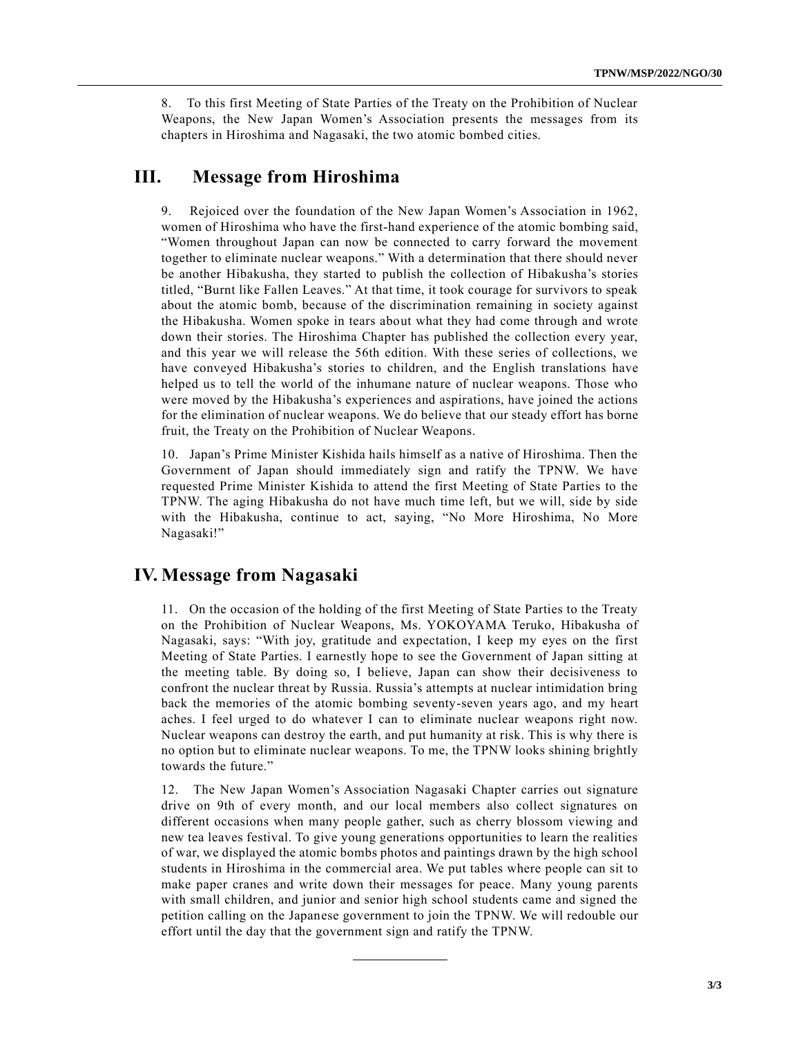8. To this first Meeting of State Parties of the Treaty on the Prohibition of Nuclear Weapons, the New Japan Women's Association presents the messages from its chapters in Hiroshima and Nagasaki, the two atomic bombed cities.

## III. Message from Hiroshima

9. Rejoiced over the foundation of the New Japan Women's Association in 1962, women of Hiroshima who have the first-hand experience of the atomic bombing said, "Women throughout Japan can now be connected to carry forward the movement together to eliminate nuclear weapons." With a determination that there should never be another Hibakusha, they started to publish the collection of Hibakusha's stories titled, "Burnt like Fallen Leaves." At that time, it took courage for survivors to speak about the atomic bomb, because of the discrimination remaining in society against the Hibakusha. Women spoke in tears about what they had come through and wrote down their stories. The Hiroshima Chapter has published the collection every year, and this year we will release the 56th edition. With these series of collections, we have conveyed Hibakusha's stories to children, and the English translations have helped us to tell the world of the inhumane nature of nuclear weapons. Those who were moved by the Hibakusha's experiences and aspirations, have joined the actions for the elimination of nuclear weapons. We do believe that our steady effort has borne fruit, the Treaty on the Prohibition of Nuclear Weapons.

10. Japan's Prime Minister Kishida hails himself as a native of Hiroshima. Then the Government of Japan should immediately sign and ratify the TPNW. We have requested Prime Minister Kishida to attend the first Meeting of State Parties to the TPNW. The aging Hibakusha do not have much time left, but we will, side by side with the Hibakusha, continue to act, saying, "No More Hiroshima, No More Nagasaki!"

## IV. Message from Nagasaki

11. On the occasion of the holding of the first Meeting of State Parties to the Treaty on the Prohibition of Nuclear Weapons, Ms. YOKOYAMA Teruko, Hibakusha of Nagasaki, says: "With joy, gratitude and expectation, I keep my eyes on the first Meeting of State Parties. I earnestly hope to see the Government of Japan sitting at the meeting table. By doing so, I believe, Japan can show their decisiveness to confront the nuclear threat by Russia. Russia's attempts at nuclear intimidation bring back the memories of the atomic bombing seventy-seven years ago, and my heart aches. I feel urged to do whatever I can to eliminate nuclear weapons right now. Nuclear weapons can destroy the earth, and put humanity at risk. This is why there is no option but to eliminate nuclear weapons. To me, the TPNW looks shining brightly towards the future."

12. The New Japan Women's Association Nagasaki Chapter carries out signature drive on 9th of every month, and our local members also collect signatures on different occasions when many people gather, such as cherry blossom viewing and new tea leaves festival. To give young generations opportunities to learn the realities of war, we displayed the atomic bombs photos and paintings drawn by the high school students in Hiroshima in the commercial area. We put tables where people can sit to make paper cranes and write down their messages for peace. Many young parents with small children, and junior and senior high school students came and signed the petition calling on the Japanese government to join the TPNW. We will redouble our effort until the day that the government sign and ratify the TPNW.